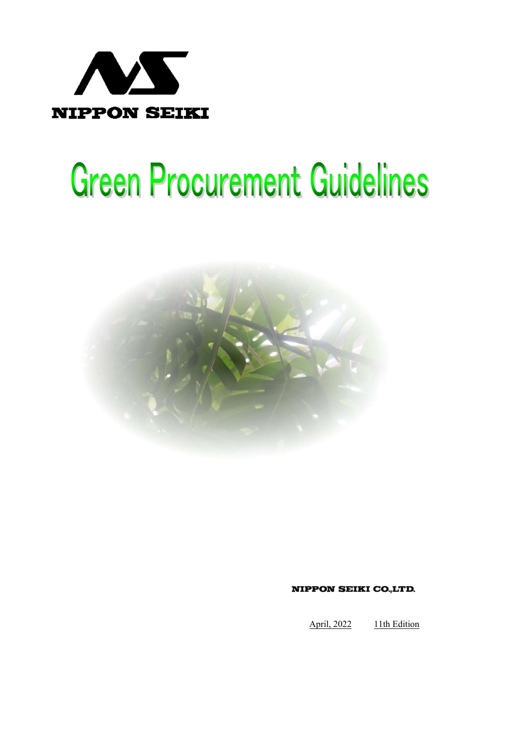NIPPON SEIKI

# Green Procurement Guidelines

NIPPON SEIKI CO.,LTD.

April, 2022 11th Edition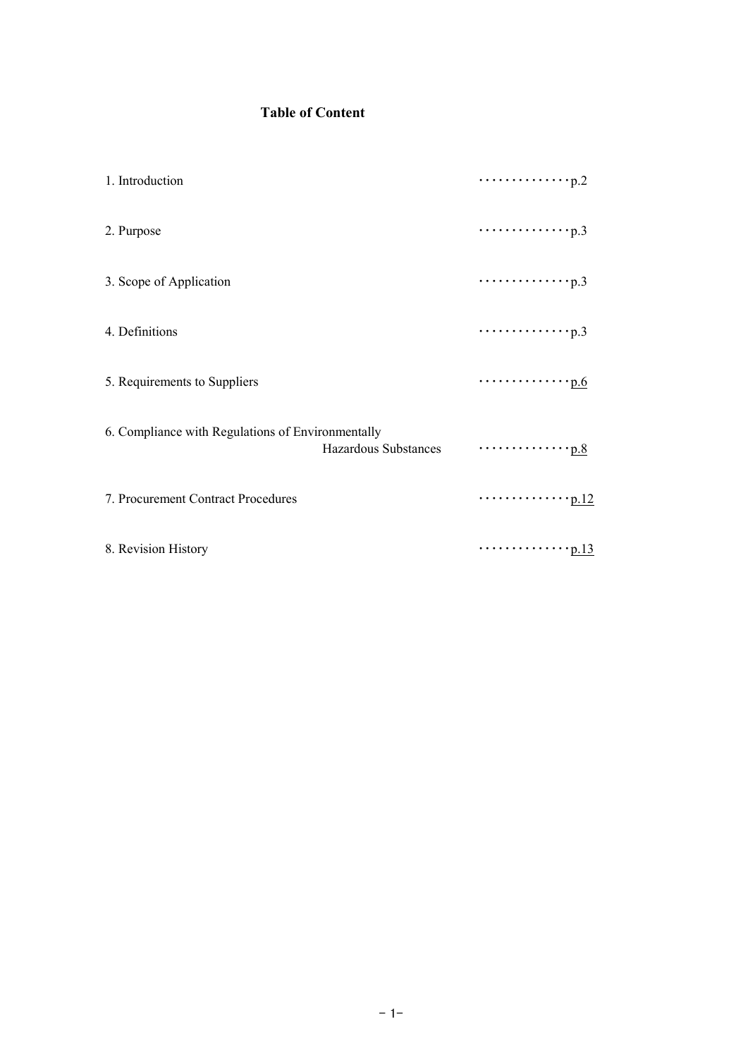# Table of Content

1. Introduction ・・・・・・・・・・・・・・p.2

2. Purpose ・・・・・・・・・・・・・・p.3

3. Scope of Application ・・・・・・・・・・・・・・p.3

4. Definitions ・・・・・・・・・・・・・・p.3

5. Requirements to Suppliers ・・・・・・・・・・・・・・p.6

6. Compliance with Regulations of Environmentally Hazardous Substances ・・・・・・・・・・・・・・p.8

7. Procurement Contract Procedures ・・・・・・・・・・・・・・p.12

8. Revision History ・・・・・・・・・・・・・・p.13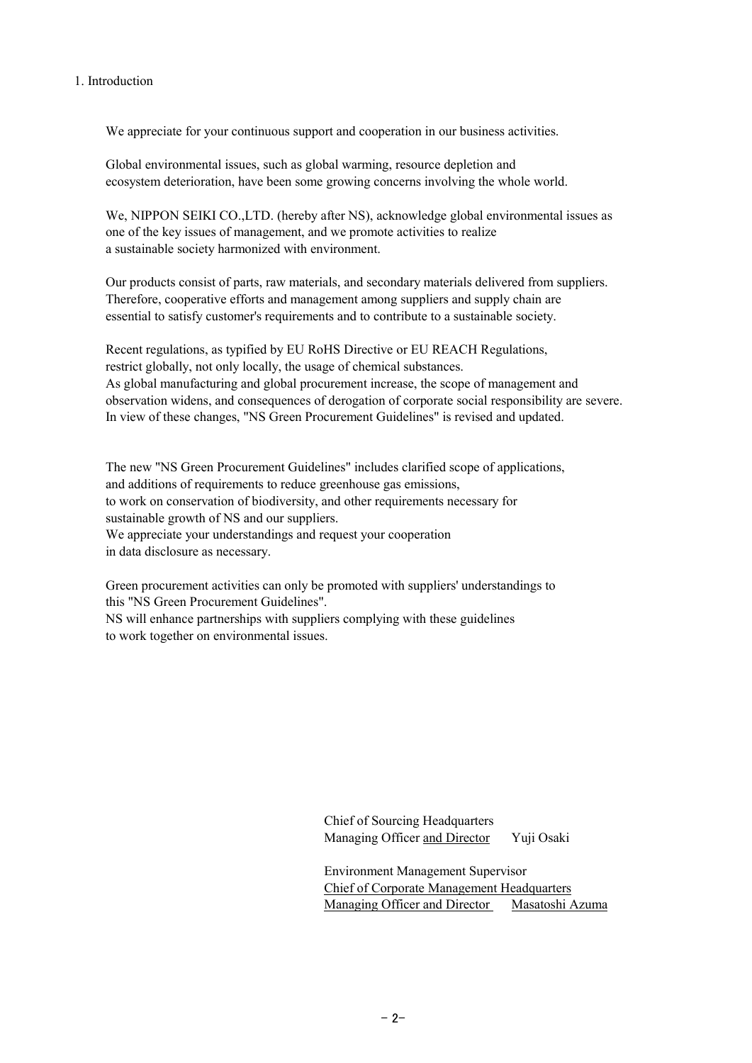## 1. Introduction

We appreciate for your continuous support and cooperation in our business activities.

Global environmental issues, such as global warming, resource depletion and ecosystem deterioration, have been some growing concerns involving the whole world.

We, NIPPON SEIKI CO.,LTD. (hereby after NS), acknowledge global environmental issues as one of the key issues of management, and we promote activities to realize a sustainable society harmonized with environment.

Our products consist of parts, raw materials, and secondary materials delivered from suppliers. Therefore, cooperative efforts and management among suppliers and supply chain are essential to satisfy customer's requirements and to contribute to a sustainable society.

Recent regulations, as typified by EU RoHS Directive or EU REACH Regulations, restrict globally, not only locally, the usage of chemical substances.
As global manufacturing and global procurement increase, the scope of management and observation widens, and consequences of derogation of corporate social responsibility are severe.
In view of these changes, "NS Green Procurement Guidelines" is revised and updated.

The new "NS Green Procurement Guidelines" includes clarified scope of applications, and additions of requirements to reduce greenhouse gas emissions, to work on conservation of biodiversity, and other requirements necessary for sustainable growth of NS and our suppliers.
We appreciate your understandings and request your cooperation in data disclosure as necessary.

Green procurement activities can only be promoted with suppliers' understandings to this "NS Green Procurement Guidelines".
NS will enhance partnerships with suppliers complying with these guidelines to work together on environmental issues.

Chief of Sourcing Headquarters
Managing Officer and Director　Yuji Osaki

Environment Management Supervisor
Chief of Corporate Management Headquarters
Managing Officer and Director　Masatoshi Azuma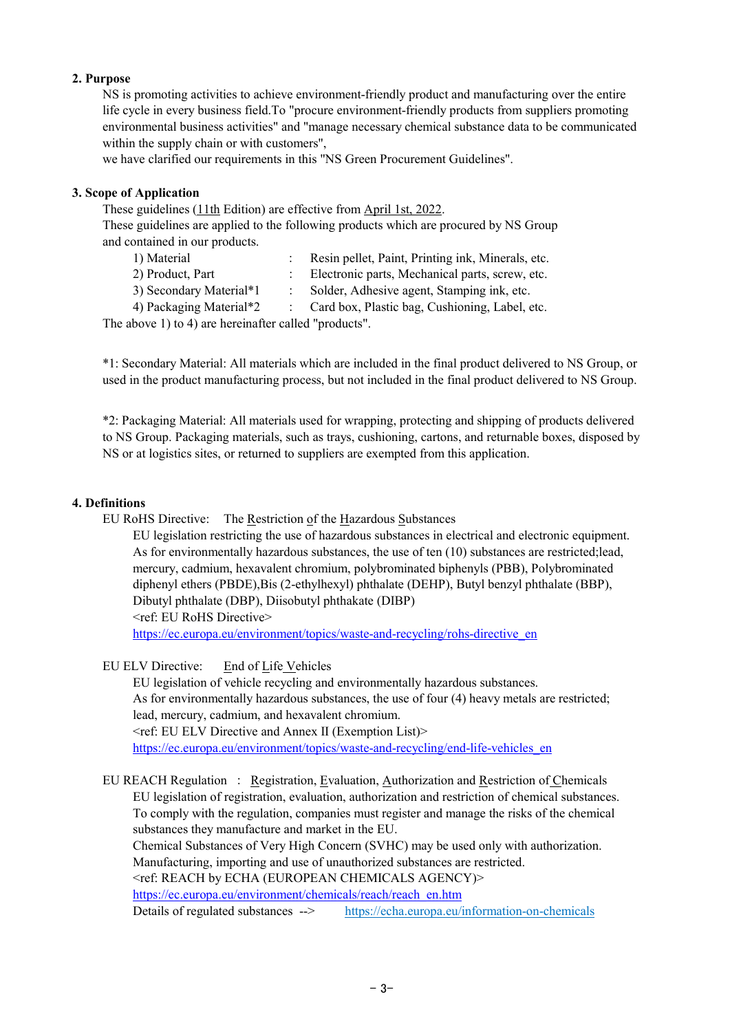## 2. Purpose

NS is promoting activities to achieve environment-friendly product and manufacturing over the entire life cycle in every business field.To "procure environment-friendly products from suppliers promoting environmental business activities" and "manage necessary chemical substance data to be communicated within the supply chain or with customers",
we have clarified our requirements in this "NS Green Procurement Guidelines".

## 3. Scope of Application

These guidelines (11th Edition) are effective from April 1st, 2022.
These guidelines are applied to the following products which are procured by NS Group and contained in our products.

1) Material : Resin pellet, Paint, Printing ink, Minerals, etc.
2) Product, Part : Electronic parts, Mechanical parts, screw, etc.
3) Secondary Material*1 : Solder, Adhesive agent, Stamping ink, etc.
4) Packaging Material*2 : Card box, Plastic bag, Cushioning, Label, etc.

The above 1) to 4) are hereinafter called "products".

*1: Secondary Material: All materials which are included in the final product delivered to NS Group, or used in the product manufacturing process, but not included in the final product delivered to NS Group.

*2: Packaging Material: All materials used for wrapping, protecting and shipping of products delivered to NS Group. Packaging materials, such as trays, cushioning, cartons, and returnable boxes, disposed by NS or at logistics sites, or returned to suppliers are exempted from this application.

## 4. Definitions

EU RoHS Directive: The Restriction of the Hazardous Substances

EU legislation restricting the use of hazardous substances in electrical and electronic equipment. As for environmentally hazardous substances, the use of ten (10) substances are restricted;lead, mercury, cadmium, hexavalent chromium, polybrominated biphenyls (PBB), Polybrominated diphenyl ethers (PBDE),Bis (2-ethylhexyl) phthalate (DEHP), Butyl benzyl phthalate (BBP), Dibutyl phthalate (DBP), Diisobutyl phthakate (DIBP)
<ref: EU RoHS Directive>
https://ec.europa.eu/environment/topics/waste-and-recycling/rohs-directive_en

EU ELV Directive: End of Life Vehicles

EU legislation of vehicle recycling and environmentally hazardous substances.
As for environmentally hazardous substances, the use of four (4) heavy metals are restricted; lead, mercury, cadmium, and hexavalent chromium.
<ref: EU ELV Directive and Annex II (Exemption List)>
https://ec.europa.eu/environment/topics/waste-and-recycling/end-life-vehicles_en

EU REACH Regulation : Registration, Evaluation, Authorization and Restriction of Chemicals

EU legislation of registration, evaluation, authorization and restriction of chemical substances.
To comply with the regulation, companies must register and manage the risks of the chemical substances they manufacture and market in the EU.
Chemical Substances of Very High Concern (SVHC) may be used only with authorization.
Manufacturing, importing and use of unauthorized substances are restricted.
<ref: REACH by ECHA (EUROPEAN CHEMICALS AGENCY)>
https://ec.europa.eu/environment/chemicals/reach/reach_en.htm
Details of regulated substances --> https://echa.europa.eu/information-on-chemicals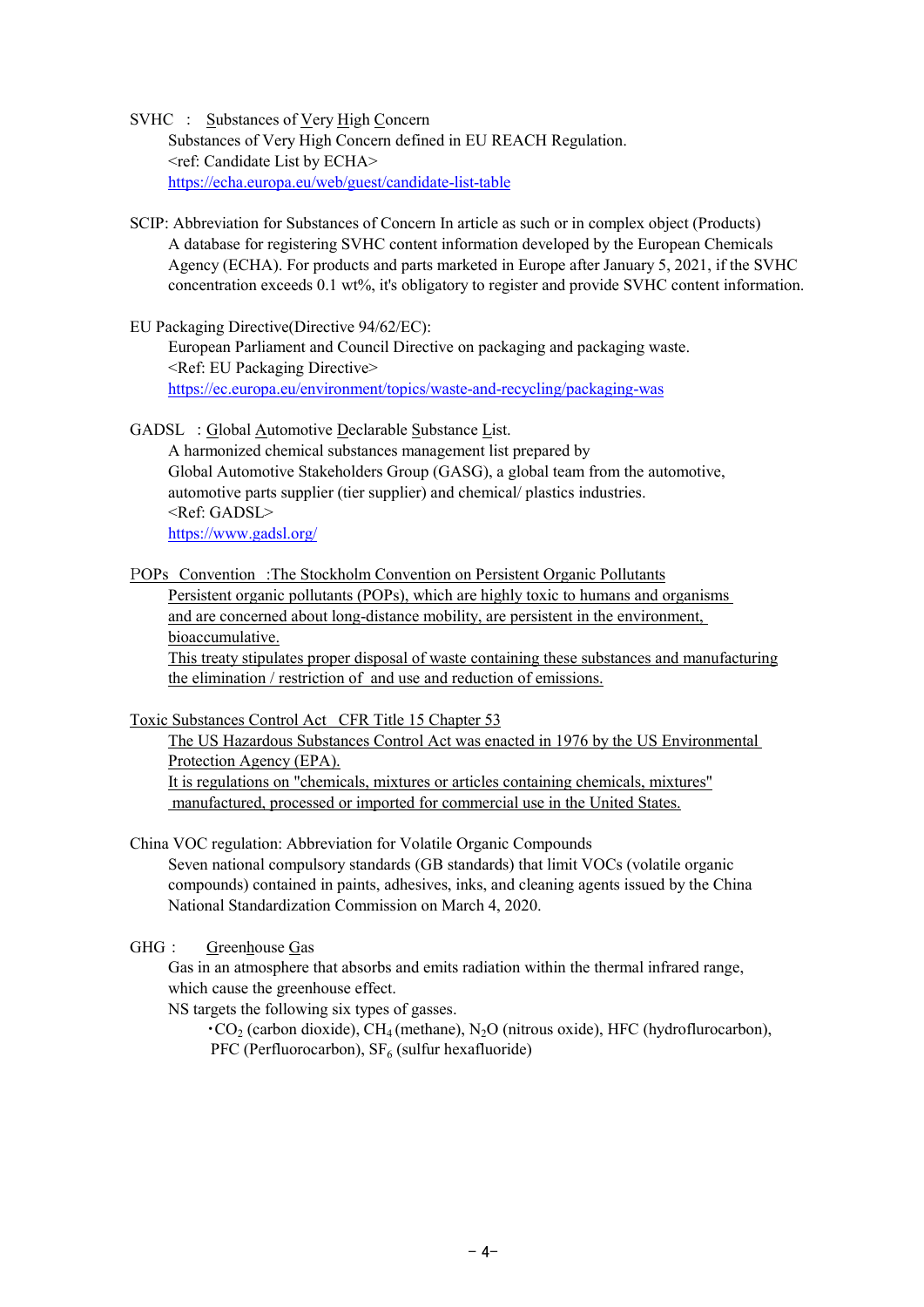SVHC : Substances of Very High Concern

Substances of Very High Concern defined in EU REACH Regulation.
<ref: Candidate List by ECHA>
https://echa.europa.eu/web/guest/candidate-list-table

SCIP: Abbreviation for Substances of Concern In article as such or in complex object (Products)

A database for registering SVHC content information developed by the European Chemicals Agency (ECHA). For products and parts marketed in Europe after January 5, 2021, if the SVHC concentration exceeds 0.1 wt%, it's obligatory to register and provide SVHC content information.

EU Packaging Directive(Directive 94/62/EC):

European Parliament and Council Directive on packaging and packaging waste.
<Ref: EU Packaging Directive>
https://ec.europa.eu/environment/topics/waste-and-recycling/packaging-was

GADSL : Global Automotive Declarable Substance List.

A harmonized chemical substances management list prepared by Global Automotive Stakeholders Group (GASG), a global team from the automotive, automotive parts supplier (tier supplier) and chemical/ plastics industries.
<Ref: GADSL>
https://www.gadsl.org/

POPs Convention :The Stockholm Convention on Persistent Organic Pollutants

Persistent organic pollutants (POPs), which are highly toxic to humans and organisms and are concerned about long-distance mobility, are persistent in the environment, bioaccumulative.
This treaty stipulates proper disposal of waste containing these substances and manufacturing the elimination / restriction of and use and reduction of emissions.

Toxic Substances Control Act CFR Title 15 Chapter 53

The US Hazardous Substances Control Act was enacted in 1976 by the US Environmental Protection Agency (EPA).
It is regulations on "chemicals, mixtures or articles containing chemicals, mixtures" manufactured, processed or imported for commercial use in the United States.

China VOC regulation: Abbreviation for Volatile Organic Compounds

Seven national compulsory standards (GB standards) that limit VOCs (volatile organic compounds) contained in paints, adhesives, inks, and cleaning agents issued by the China National Standardization Commission on March 4, 2020.

GHG : Greenhouse Gas

Gas in an atmosphere that absorbs and emits radiation within the thermal infrared range, which cause the greenhouse effect.
NS targets the following six types of gasses.

・$CO_2$ (carbon dioxide), $CH_4$ (methane), $N_2O$ (nitrous oxide), HFC (hydroflurocarbon), PFC (Perfluorocarbon), $SF_6$ (sulfur hexafluoride)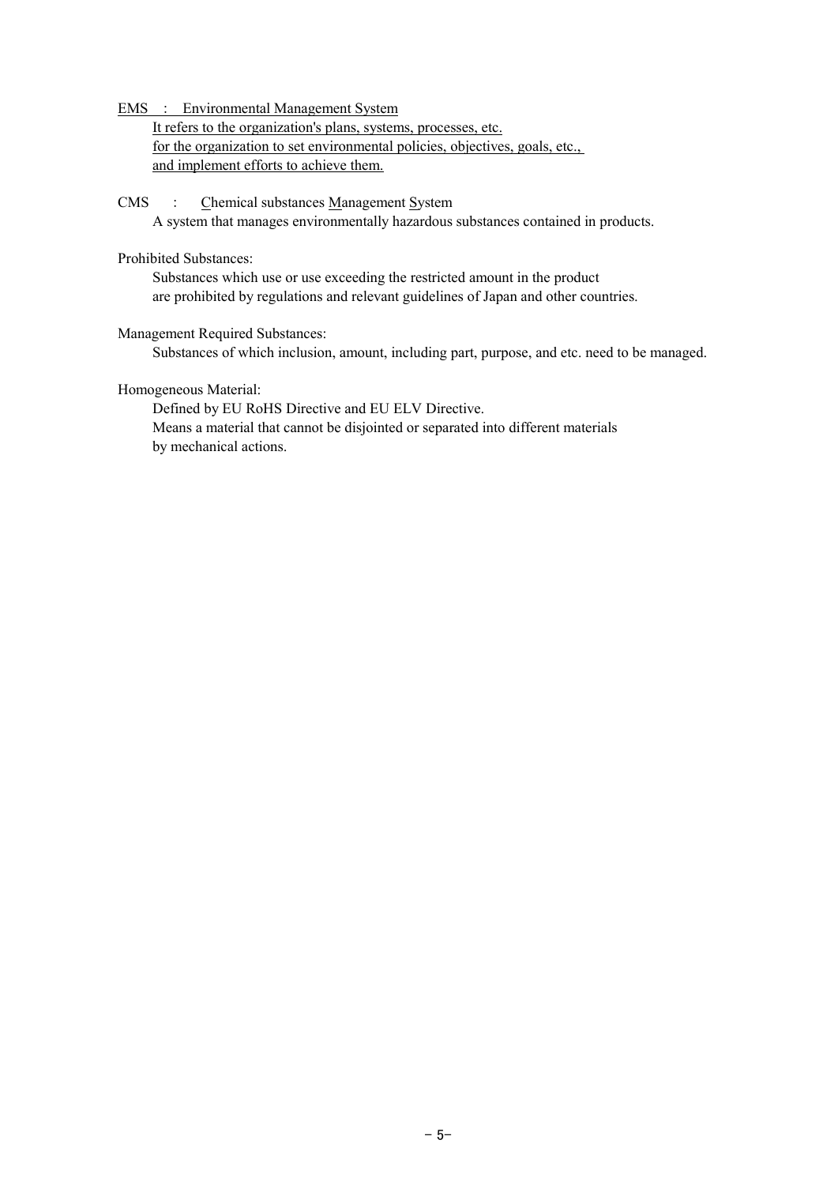EMS　:　Environmental Management System

It refers to the organization's plans, systems, processes, etc.
for the organization to set environmental policies, objectives, goals, etc.,
and implement efforts to achieve them.

CMS　:　Chemical substances Management System

A system that manages environmentally hazardous substances contained in products.

Prohibited Substances:

Substances which use or use exceeding the restricted amount in the product
are prohibited by regulations and relevant guidelines of Japan and other countries.

Management Required Substances:

Substances of which inclusion, amount, including part, purpose, and etc. need to be managed.

Homogeneous Material:

Defined by EU RoHS Directive and EU ELV Directive.
Means a material that cannot be disjointed or separated into different materials
by mechanical actions.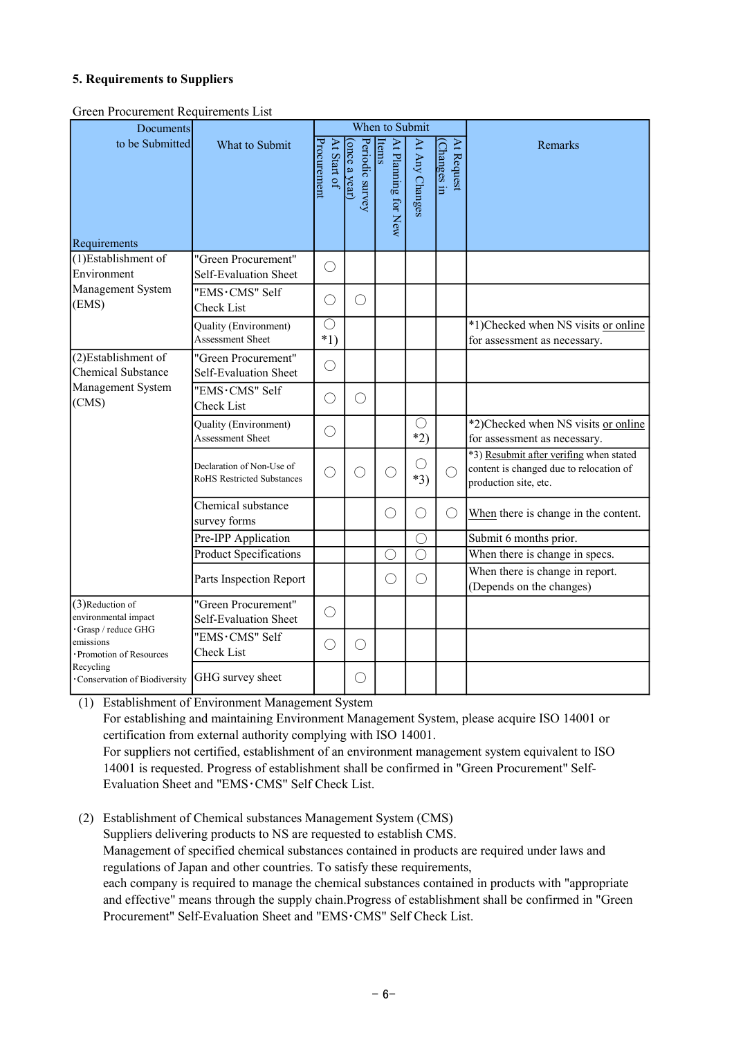### 5. Requirements to Suppliers

Green Procurement Requirements List

| Documents to be Submitted / Requirements | What to Submit | When to Submit: At Start of Procurement | Periodic survey (once a year) | At Planning for New Items | At Any Changes | At Request (Changes in | Remarks |
|---|---|---|---|---|---|---|---|
| (1)Establishment of Environment Management System (EMS) | "Green Procurement" Self-Evaluation Sheet | ○ | | | | | |
| | "EMS･CMS" Self Check List | ○ | ○ | | | | |
| | Quality (Environment) Assessment Sheet | ○ *1) | | | | | *1)Checked when NS visits or online for assessment as necessary. |
| (2)Establishment of Chemical Substance Management System (CMS) | "Green Procurement" Self-Evaluation Sheet | ○ | | | | | |
| | "EMS･CMS" Self Check List | ○ | ○ | | | | |
| | Quality (Environment) Assessment Sheet | ○ | | | ○ *2) | | *2)Checked when NS visits or online for assessment as necessary. |
| | Declaration of Non-Use of RoHS Restricted Substances | ○ | ○ | ○ | ○ *3) | ○ | *3) Resubmit after verifing when stated content is changed due to relocation of production site, etc. |
| | Chemical substance survey forms | | | ○ | ○ | ○ | When there is change in the content. |
| | Pre-IPP Application | | | | ○ | | Submit 6 months prior. |
| | Product Specifications | | | ○ | ○ | | When there is change in specs. |
| | Parts Inspection Report | | | ○ | ○ | | When there is change in report. (Depends on the changes) |
| (3)Reduction of environmental impact ･Grasp / reduce GHG emissions ･Promotion of Resources Recycling ･Conservation of Biodiversity | "Green Procurement" Self-Evaluation Sheet | ○ | | | | | |
| | "EMS･CMS" Self Check List | ○ | ○ | | | | |
| | GHG survey sheet | | ○ | | | | |

(1) Establishment of Environment Management System
For establishing and maintaining Environment Management System, please acquire ISO 14001 or certification from external authority complying with ISO 14001.
For suppliers not certified, establishment of an environment management system equivalent to ISO 14001 is requested. Progress of establishment shall be confirmed in "Green Procurement" Self-Evaluation Sheet and "EMS･CMS" Self Check List.

(2) Establishment of Chemical substances Management System (CMS)
Suppliers delivering products to NS are requested to establish CMS.
Management of specified chemical substances contained in products are required under laws and regulations of Japan and other countries. To satisfy these requirements,
each company is required to manage the chemical substances contained in products with "appropriate and effective" means through the supply chain.Progress of establishment shall be confirmed in "Green Procurement" Self-Evaluation Sheet and "EMS･CMS" Self Check List.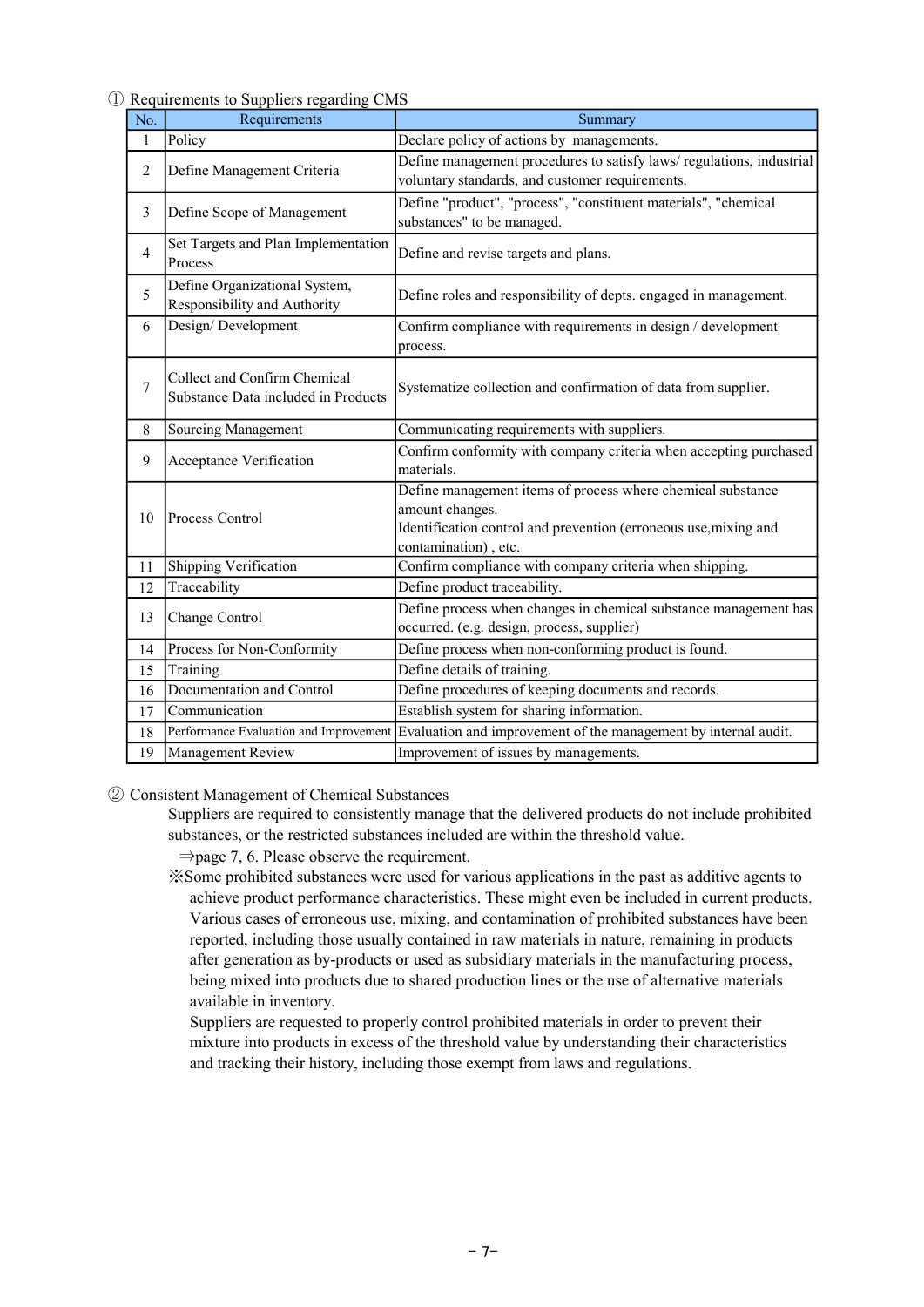① Requirements to Suppliers regarding CMS

| No. | Requirements | Summary |
|---|---|---|
| 1 | Policy | Declare policy of actions by managements. |
| 2 | Define Management Criteria | Define management procedures to satisfy laws/ regulations, industrial voluntary standards, and customer requirements. |
| 3 | Define Scope of Management | Define "product", "process", "constituent materials", "chemical substances" to be managed. |
| 4 | Set Targets and Plan Implementation Process | Define and revise targets and plans. |
| 5 | Define Organizational System, Responsibility and Authority | Define roles and responsibility of depts. engaged in management. |
| 6 | Design/ Development | Confirm compliance with requirements in design / development process. |
| 7 | Collect and Confirm Chemical Substance Data included in Products | Systematize collection and confirmation of data from supplier. |
| 8 | Sourcing Management | Communicating requirements with suppliers. |
| 9 | Acceptance Verification | Confirm conformity with company criteria when accepting purchased materials. |
| 10 | Process Control | Define management items of process where chemical substance amount changes.<br>Identification control and prevention (erroneous use,mixing and contamination) , etc. |
| 11 | Shipping Verification | Confirm compliance with company criteria when shipping. |
| 12 | Traceability | Define product traceability. |
| 13 | Change Control | Define process when changes in chemical substance management has occurred. (e.g. design, process, supplier) |
| 14 | Process for Non-Conformity | Define process when non-conforming product is found. |
| 15 | Training | Define details of training. |
| 16 | Documentation and Control | Define procedures of keeping documents and records. |
| 17 | Communication | Establish system for sharing information. |
| 18 | Performance Evaluation and Improvement | Evaluation and improvement of the management by internal audit. |
| 19 | Management Review | Improvement of issues by managements. |

② Consistent Management of Chemical Substances

Suppliers are required to consistently manage that the delivered products do not include prohibited substances, or the restricted substances included are within the threshold value.

⇒page 7, 6. Please observe the requirement.

※Some prohibited substances were used for various applications in the past as additive agents to achieve product performance characteristics. These might even be included in current products. Various cases of erroneous use, mixing, and contamination of prohibited substances have been reported, including those usually contained in raw materials in nature, remaining in products after generation as by-products or used as subsidiary materials in the manufacturing process, being mixed into products due to shared production lines or the use of alternative materials available in inventory.

Suppliers are requested to properly control prohibited materials in order to prevent their mixture into products in excess of the threshold value by understanding their characteristics and tracking their history, including those exempt from laws and regulations.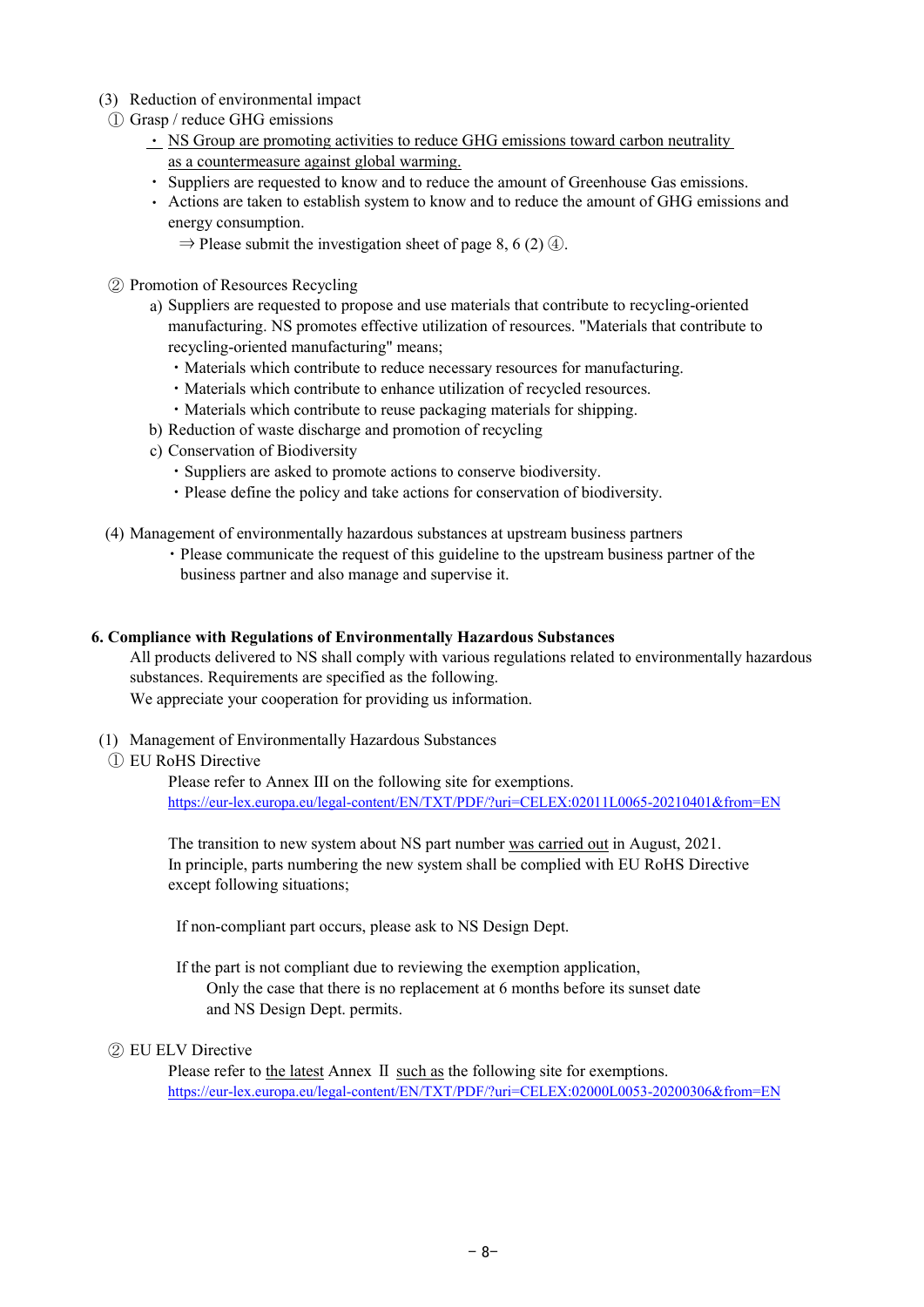(3) Reduction of environmental impact

① Grasp / reduce GHG emissions

- NS Group are promoting activities to reduce GHG emissions toward carbon neutrality as a countermeasure against global warming.
- Suppliers are requested to know and to reduce the amount of Greenhouse Gas emissions.
- Actions are taken to establish system to know and to reduce the amount of GHG emissions and energy consumption.
  ⇒ Please submit the investigation sheet of page 8, 6 (2) ④.

② Promotion of Resources Recycling

a) Suppliers are requested to propose and use materials that contribute to recycling-oriented manufacturing. NS promotes effective utilization of resources. "Materials that contribute to recycling-oriented manufacturing" means;
  - Materials which contribute to reduce necessary resources for manufacturing.
  - Materials which contribute to enhance utilization of recycled resources.
  - Materials which contribute to reuse packaging materials for shipping.

b) Reduction of waste discharge and promotion of recycling

c) Conservation of Biodiversity
  - Suppliers are asked to promote actions to conserve biodiversity.
  - Please define the policy and take actions for conservation of biodiversity.

(4) Management of environmentally hazardous substances at upstream business partners

- Please communicate the request of this guideline to the upstream business partner of the business partner and also manage and supervise it.

## 6. Compliance with Regulations of Environmentally Hazardous Substances

All products delivered to NS shall comply with various regulations related to environmentally hazardous substances. Requirements are specified as the following.
We appreciate your cooperation for providing us information.

(1) Management of Environmentally Hazardous Substances

① EU RoHS Directive

Please refer to Annex III on the following site for exemptions.
https://eur-lex.europa.eu/legal-content/EN/TXT/PDF/?uri=CELEX:02011L0065-20210401&from=EN

The transition to new system about NS part number was carried out in August, 2021.
In principle, parts numbering the new system shall be complied with EU RoHS Directive except following situations;

If non-compliant part occurs, please ask to NS Design Dept.

If the part is not compliant due to reviewing the exemption application,
Only the case that there is no replacement at 6 months before its sunset date and NS Design Dept. permits.

② EU ELV Directive

Please refer to the latest Annex Ⅱ such as the following site for exemptions.
https://eur-lex.europa.eu/legal-content/EN/TXT/PDF/?uri=CELEX:02000L0053-20200306&from=EN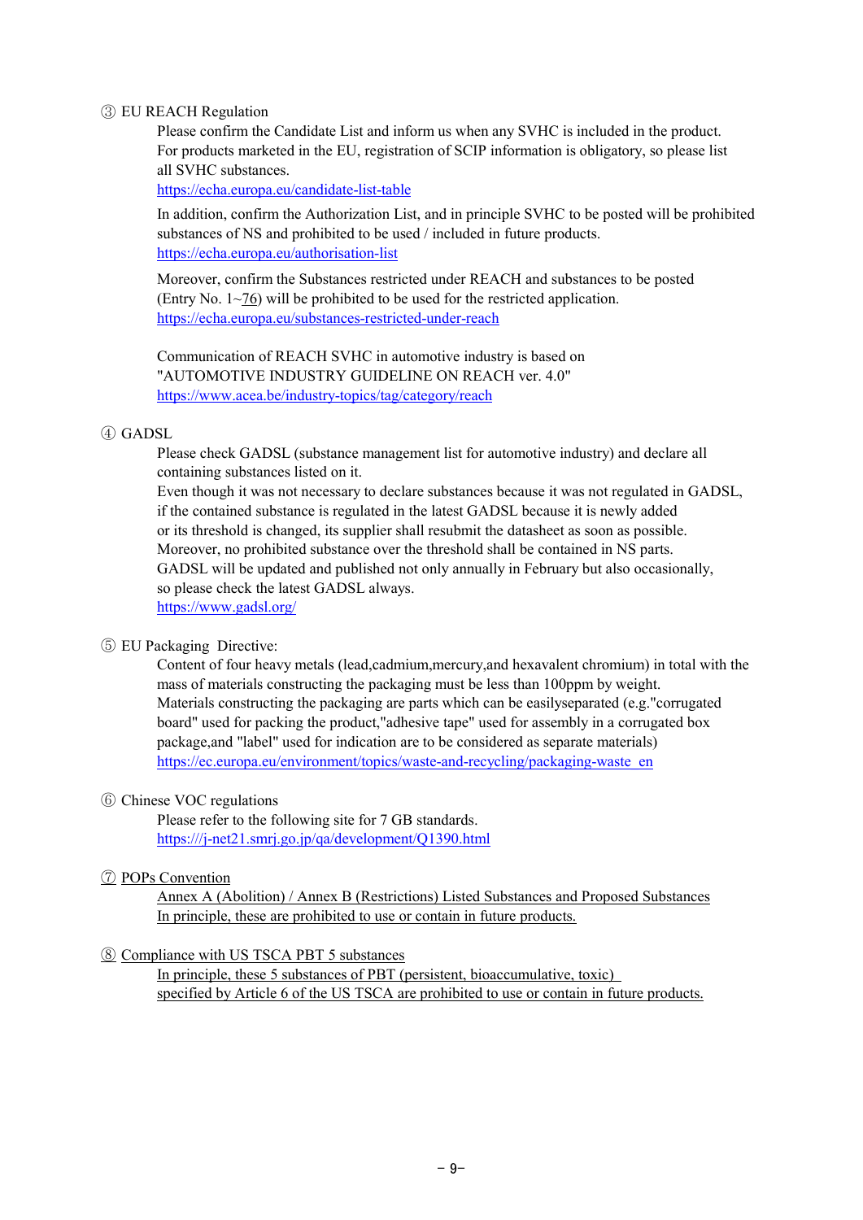③ EU REACH Regulation

Please confirm the Candidate List and inform us when any SVHC is included in the product.
For products marketed in the EU, registration of SCIP information is obligatory, so please list all SVHC substances.
https://echa.europa.eu/candidate-list-table

In addition, confirm the Authorization List, and in principle SVHC to be posted will be prohibited substances of NS and prohibited to be used / included in future products.
https://echa.europa.eu/authorisation-list

Moreover, confirm the Substances restricted under REACH and substances to be posted (Entry No. 1~76) will be prohibited to be used for the restricted application.
https://echa.europa.eu/substances-restricted-under-reach

Communication of REACH SVHC in automotive industry is based on "AUTOMOTIVE INDUSTRY GUIDELINE ON REACH ver. 4.0"
https://www.acea.be/industry-topics/tag/category/reach

④ GADSL

Please check GADSL (substance management list for automotive industry) and declare all containing substances listed on it.
Even though it was not necessary to declare substances because it was not regulated in GADSL, if the contained substance is regulated in the latest GADSL because it is newly added or its threshold is changed, its supplier shall resubmit the datasheet as soon as possible.
Moreover, no prohibited substance over the threshold shall be contained in NS parts.
GADSL will be updated and published not only annually in February but also occasionally, so please check the latest GADSL always.
https://www.gadsl.org/

⑤ EU Packaging Directive:

Content of four heavy metals (lead,cadmium,mercury,and hexavalent chromium) in total with the mass of materials constructing the packaging must be less than 100ppm by weight.
Materials constructing the packaging are parts which can be easilyseparated (e.g."corrugated board" used for packing the product,"adhesive tape" used for assembly in a corrugated box package,and "label" used for indication are to be considered as separate materials)
https://ec.europa.eu/environment/topics/waste-and-recycling/packaging-waste_en

⑥ Chinese VOC regulations

Please refer to the following site for 7 GB standards.
https:///j-net21.smrj.go.jp/qa/development/Q1390.html

⑦ POPs Convention

Annex A (Abolition) / Annex B (Restrictions) Listed Substances and Proposed Substances
In principle, these are prohibited to use or contain in future products.

⑧ Compliance with US TSCA PBT 5 substances

In principle, these 5 substances of PBT (persistent, bioaccumulative, toxic) specified by Article 6 of the US TSCA are prohibited to use or contain in future products.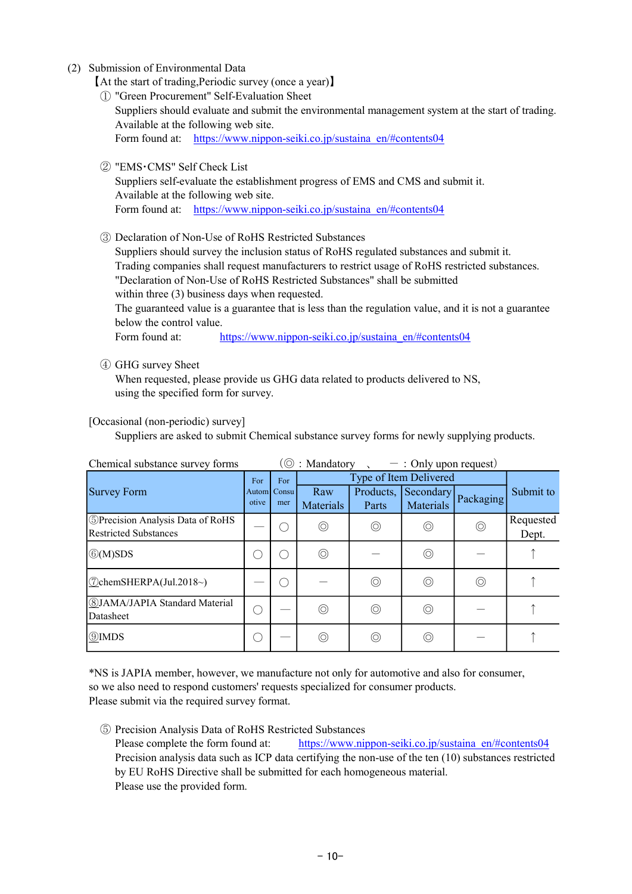(2) Submission of Environmental Data

【At the start of trading,Periodic survey (once a year)】

① "Green Procurement" Self-Evaluation Sheet

Suppliers should evaluate and submit the environmental management system at the start of trading.
Available at the following web site.
Form found at: https://www.nippon-seiki.co.jp/sustaina_en/#contents04

② "EMS･CMS" Self Check List

Suppliers self-evaluate the establishment progress of EMS and CMS and submit it.
Available at the following web site.
Form found at: https://www.nippon-seiki.co.jp/sustaina_en/#contents04

③ Declaration of Non-Use of RoHS Restricted Substances

Suppliers should survey the inclusion status of RoHS regulated substances and submit it.
Trading companies shall request manufacturers to restrict usage of RoHS restricted substances.
"Declaration of Non-Use of RoHS Restricted Substances" shall be submitted
within three (3) business days when requested.
The guaranteed value is a guarantee that is less than the regulation value, and it is not a guarantee below the control value.
Form found at: https://www.nippon-seiki.co.jp/sustaina_en/#contents04

④ GHG survey Sheet

When requested, please provide us GHG data related to products delivered to NS,
using the specified form for survey.

[Occasional (non-periodic) survey]

Suppliers are asked to submit Chemical substance survey forms for newly supplying products.

Chemical substance survey forms (◎ : Mandatory 、 ― : Only upon request)

| Survey Form | For Automotive | For Consumer | Type of Item Delivered | | | | Submit to |
|---|---|---|---|---|---|---|---|
| | | | Raw Materials | Products, Parts | Secondary Materials | Packaging | |
| ⑤Precision Analysis Data of RoHS Restricted Substances | ― | ○ | ◎ | ◎ | ◎ | ◎ | Requested Dept. |
| ⑥(M)SDS | ○ | ○ | ◎ | ― | ◎ | ― | ↑ |
| ⑦chemSHERPA(Jul.2018~) | ― | ○ | ― | ◎ | ◎ | ◎ | ↑ |
| ⑧JAMA/JAPIA Standard Material Datasheet | ○ | ― | ◎ | ◎ | ◎ | ― | ↑ |
| ⑨IMDS | ○ | ― | ◎ | ◎ | ◎ | ― | ↑ |

*NS is JAPIA member, however, we manufacture not only for automotive and also for consumer,
so we also need to respond customers' requests specialized for consumer products.
Please submit via the required survey format.

⑤ Precision Analysis Data of RoHS Restricted Substances

Please complete the form found at: https://www.nippon-seiki.co.jp/sustaina_en/#contents04
Precision analysis data such as ICP data certifying the non-use of the ten (10) substances restricted by EU RoHS Directive shall be submitted for each homogeneous material.
Please use the provided form.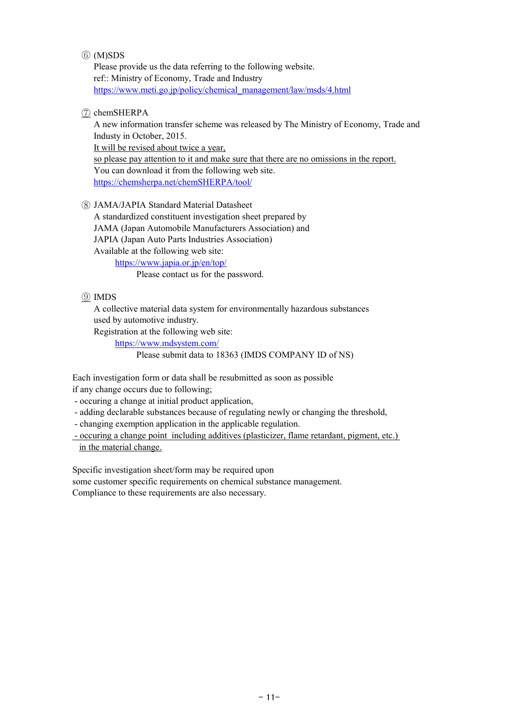⑥ (M)SDS

Please provide us the data referring to the following website.
ref:: Ministry of Economy, Trade and Industry
https://www.meti.go.jp/policy/chemical_management/law/msds/4.html

⑦ chemSHERPA

A new information transfer scheme was released by The Ministry of Economy, Trade and Industry in October, 2015.
It will be revised about twice a year,
so please pay attention to it and make sure that there are no omissions in the report.
You can download it from the following web site.
https://chemsherpa.net/chemSHERPA/tool/

⑧ JAMA/JAPIA Standard Material Datasheet

A standardized constituent investigation sheet prepared by
JAMA (Japan Automobile Manufacturers Association) and
JAPIA (Japan Auto Parts Industries Association)
Available at the following web site:

https://www.japia.or.jp/en/top/

Please contact us for the password.

⑨ IMDS

A collective material data system for environmentally hazardous substances used by automotive industry.
Registration at the following web site:

https://www.mdsystem.com/

Please submit data to 18363 (IMDS COMPANY ID of NS)

Each investigation form or data shall be resubmitted as soon as possible
if any change occurs due to following;

- occuring a change at initial product application,
- adding declarable substances because of regulating newly or changing the threshold,
- changing exemption application in the applicable regulation.
- occuring a change point including additives (plasticizer, flame retardant, pigment, etc.) in the material change.

Specific investigation sheet/form may be required upon
some customer specific requirements on chemical substance management.
Compliance to these requirements are also necessary.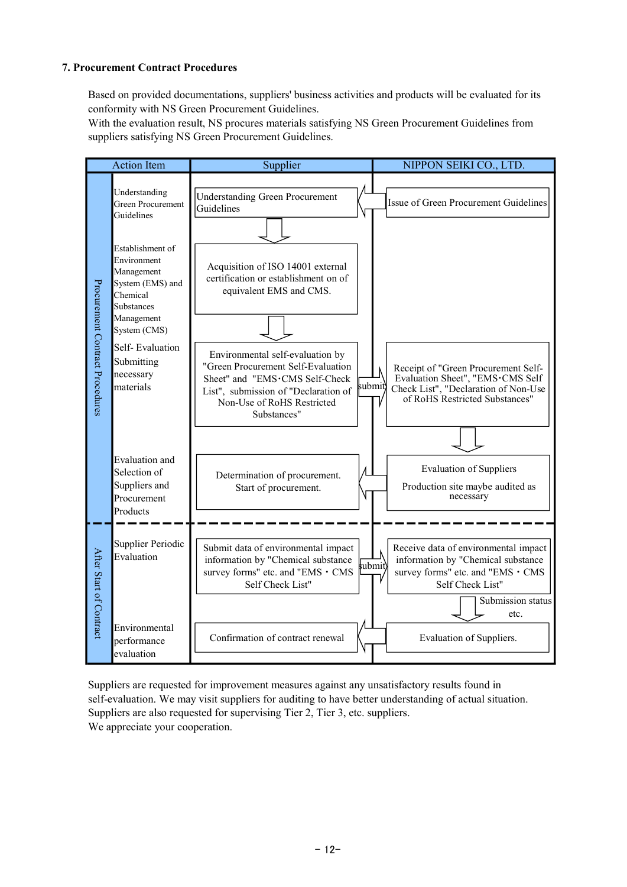### 7. Procurement Contract Procedures

Based on provided documentations, suppliers' business activities and products will be evaluated for its conformity with NS Green Procurement Guidelines.
With the evaluation result, NS procures materials satisfying NS Green Procurement Guidelines from suppliers satisfying NS Green Procurement Guidelines.

| Phase | Action Item | Supplier | | NIPPON SEIKI CO., LTD. |
|---|---|---|---|---|
| Procurement Contract Procedures | Understanding Green Procurement Guidelines | Understanding Green Procurement Guidelines | ⇐ | Issue of Green Procurement Guidelines |
| | Establishment of Environment Management System (EMS) and Chemical Substances Management System (CMS) | ⇓ Acquisition of ISO 14001 external certification or establishment on of equivalent EMS and CMS. | | |
| | Self- Evaluation Submitting necessary materials | ⇓ Environmental self-evaluation by "Green Procurement Self-Evaluation Sheet" and "EMS･CMS Self-Check List", submission of "Declaration of Non-Use of RoHS Restricted Substances" | submit ⇒ | Receipt of "Green Procurement Self-Evaluation Sheet", "EMS･CMS Self Check List", "Declaration of Non-Use of RoHS Restricted Substances" |
| | Evaluation and Selection of Suppliers and Procurement Products | Determination of procurement. Start of procurement. | ⇐ | ⇓ Evaluation of Suppliers<br>Production site maybe audited as necessary |
| After Start of Contract | Supplier Periodic Evaluation | Submit data of environmental impact information by "Chemical substance survey forms" etc. and "EMS・CMS Self Check List" | submit ⇒ | Receive data of environmental impact information by "Chemical substance survey forms" etc. and "EMS・CMS Self Check List" |
| | Environmental performance evaluation | Confirmation of contract renewal | ⇐ | ⇓ Submission status etc.<br>Evaluation of Suppliers. |

Suppliers are requested for improvement measures against any unsatisfactory results found in self-evaluation. We may visit suppliers for auditing to have better understanding of actual situation.
Suppliers are also requested for supervising Tier 2, Tier 3, etc. suppliers.
We appreciate your cooperation.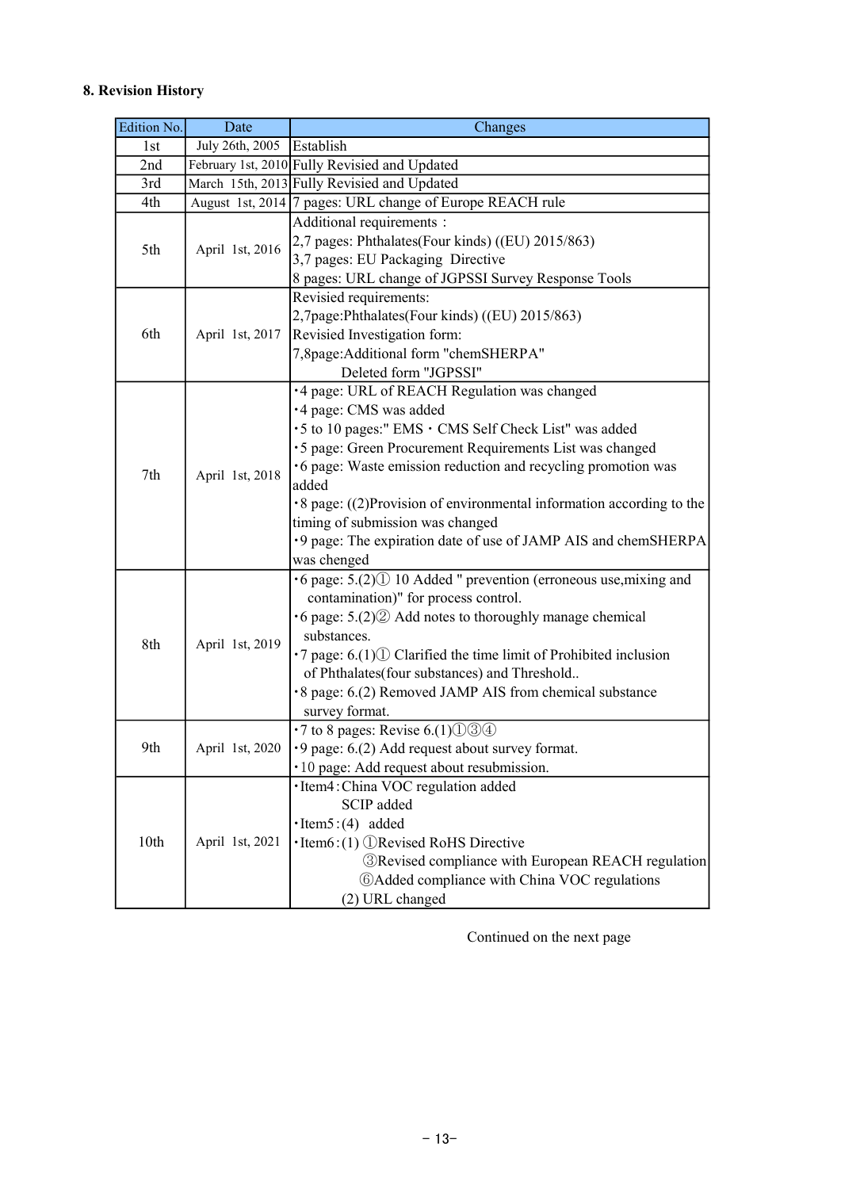**8. Revision History**

| Edition No. | Date | Changes |
|---|---|---|
| 1st | July 26th, 2005 | Establish |
| 2nd | February 1st, 2010 | Fully Revisied and Updated |
| 3rd | March 15th, 2013 | Fully Revisied and Updated |
| 4th | August 1st, 2014 | 7 pages: URL change of Europe REACH rule |
| 5th | April 1st, 2016 | Additional requirements：<br>2,7 pages: Phthalates(Four kinds) ((EU) 2015/863)<br>3,7 pages: EU Packaging Directive<br>8 pages: URL change of JGPSSI Survey Response Tools |
| 6th | April 1st, 2017 | Revisied requirements:<br>2,7page:Phthalates(Four kinds) ((EU) 2015/863)<br>Revisied Investigation form:<br>7,8page:Additional form "chemSHERPA"<br>Deleted form "JGPSSI" |
| 7th | April 1st, 2018 | ･4 page: URL of REACH Regulation was changed<br>･4 page: CMS was added<br>･5 to 10 pages:" EMS・CMS Self Check List" was added<br>･5 page: Green Procurement Requirements List was changed<br>･6 page: Waste emission reduction and recycling promotion was added<br>･8 page: ((2)Provision of environmental information according to the timing of submission was changed<br>･9 page: The expiration date of use of JAMP AIS and chemSHERPA was chenged |
| 8th | April 1st, 2019 | ･6 page: 5.(2)① 10 Added " prevention (erroneous use,mixing and contamination)" for process control.<br>･6 page: 5.(2)② Add notes to thoroughly manage chemical substances.<br>･7 page: 6.(1)① Clarified the time limit of Prohibited inclusion of Phthalates(four substances) and Threshold..<br>･8 page: 6.(2) Removed JAMP AIS from chemical substance survey format. |
| 9th | April 1st, 2020 | ･7 to 8 pages: Revise 6.(1)①③④<br>･9 page: 6.(2) Add request about survey format.<br>･10 page: Add request about resubmission. |
| 10th | April 1st, 2021 | ･Item4：China VOC regulation added<br>SCIP added<br>･Item5：(4) added<br>･Item6：(1) ①Revised RoHS Directive<br>③Revised compliance with European REACH regulation<br>⑥Added compliance with China VOC regulations<br>(2) URL changed |

Continued on the next page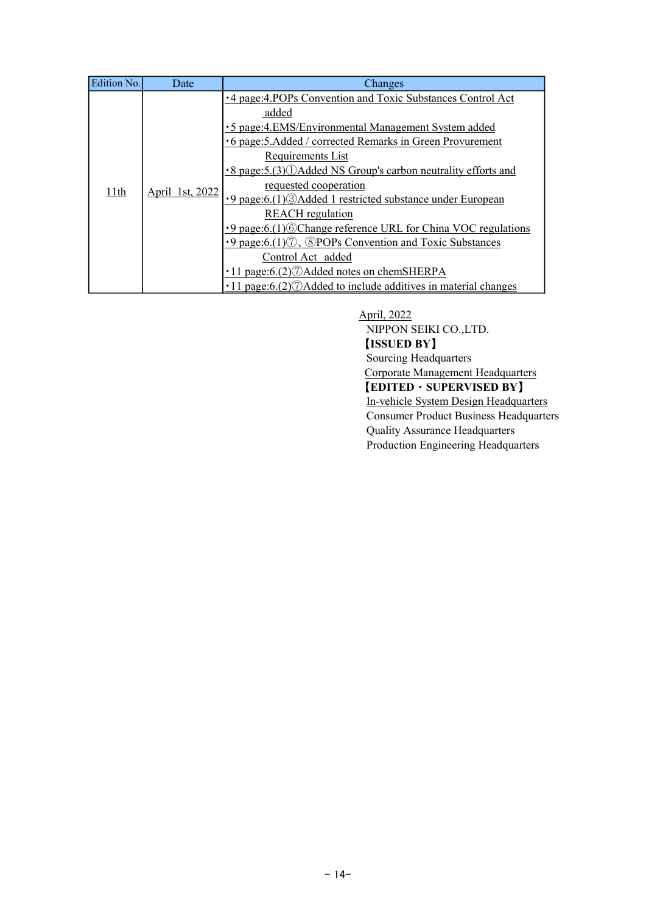| Edition No. | Date | Changes |
|---|---|---|
| 11th | April 1st, 2022 | ・4 page:4.POPs Convention and Toxic Substances Control Act added<br>・5 page:4.EMS/Environmental Management System added<br>・6 page:5.Added / corrected Remarks in Green Provurement Requirements List<br>・8 page:5.(3)①Added NS Group's carbon neutrality efforts and requested cooperation<br>・9 page:6.(1)③Added 1 restricted substance under European REACH regulation<br>・9 page:6.(1)⑥Change reference URL for China VOC regulations<br>・9 page:6.(1)⑦、⑧POPs Convention and Toxic Substances Control Act added<br>・11 page:6.(2)⑦Added notes on chemSHERPA<br>・11 page:6.(2)⑦Added to include additives in material changes |

April, 2022
NIPPON SEIKI CO.,LTD.

**【ISSUED BY】**
Sourcing Headquarters
Corporate Management Headquarters

**【EDITED・SUPERVISED BY】**
In-vehicle System Design Headquarters
Consumer Product Business Headquarters
Quality Assurance Headquarters
Production Engineering Headquarters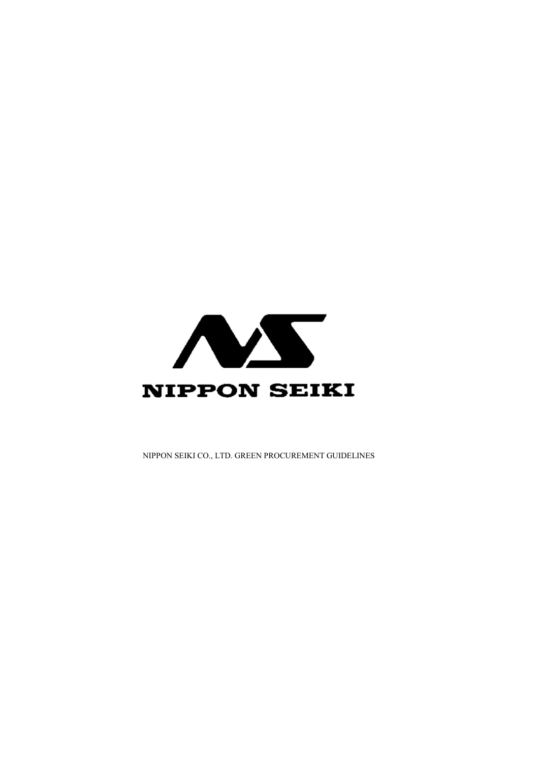NIPPON SEIKI

NIPPON SEIKI CO., LTD. GREEN PROCUREMENT GUIDELINES